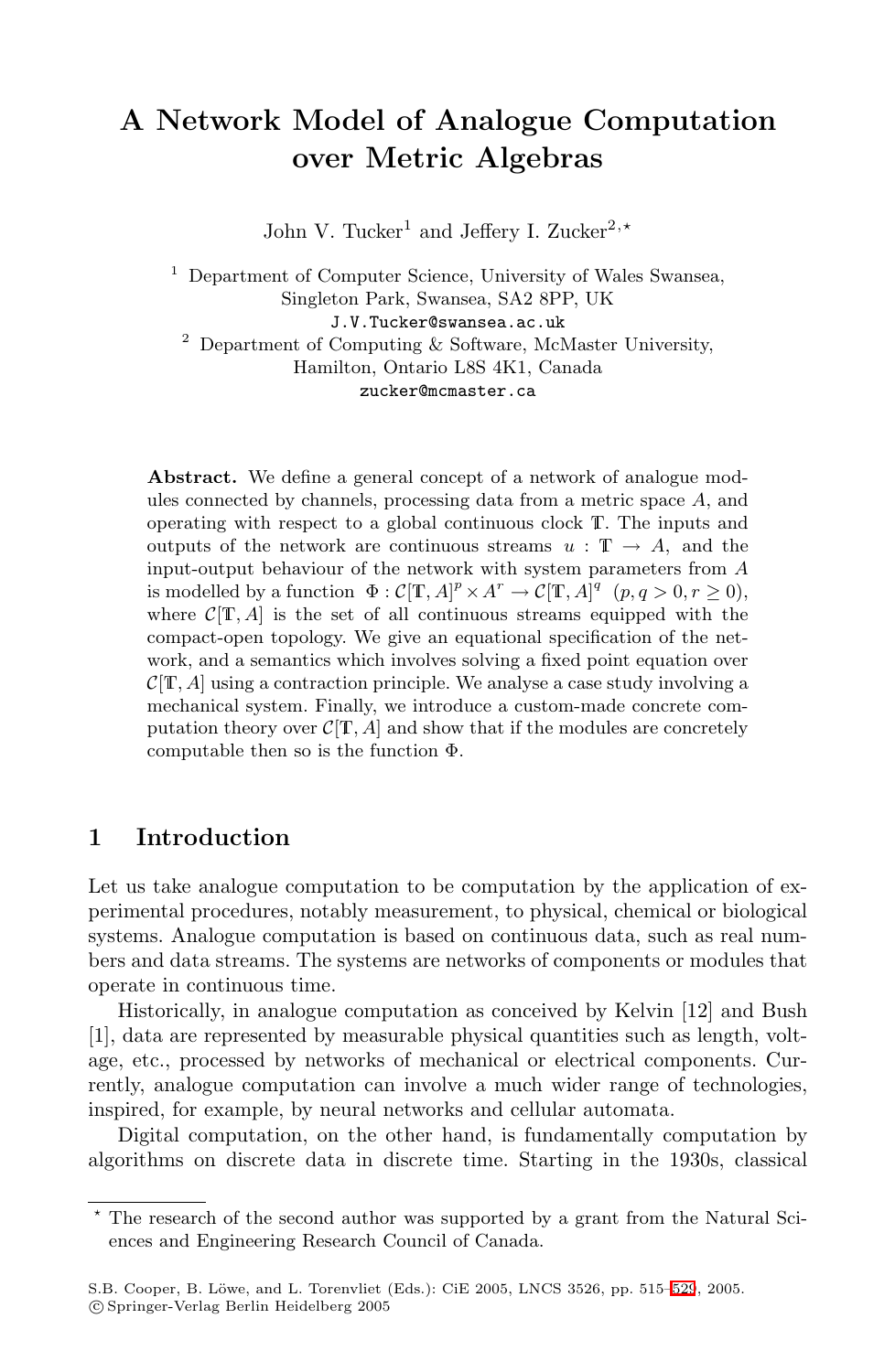# A Network Model of Analogue Computation over Metric Algebras

John V. Tucker[1] and Jeffery I. Zucker[2,⋆]

[1] Department of Computer Science, University of Wales Swansea, Singleton Park, Swansea, SA2 8PP, UK
J.V.Tucker@swansea.ac.uk

[2] Department of Computing & Software, McMaster University, Hamilton, Ontario L8S 4K1, Canada
zucker@mcmaster.ca

**Abstract.** We define a general concept of a network of analogue modules connected by channels, processing data from a metric space $A$, and operating with respect to a global continuous clock $\mathbb{T}$. The inputs and outputs of the network are continuous streams $u : \mathbb{T} \to A$, and the input-output behaviour of the network with system parameters from $A$ is modelled by a function $\Phi : \mathcal{C}[\mathbb{T}, A]^p \times A^r \to \mathcal{C}[\mathbb{T}, A]^q$ $(p, q > 0, r \geq 0)$, where $\mathcal{C}[\mathbb{T}, A]$ is the set of all continuous streams equipped with the compact-open topology. We give an equational specification of the network, and a semantics which involves solving a fixed point equation over $\mathcal{C}[\mathbb{T}, A]$ using a contraction principle. We analyse a case study involving a mechanical system. Finally, we introduce a custom-made concrete computation theory over $\mathcal{C}[\mathbb{T}, A]$ and show that if the modules are concretely computable then so is the function $\Phi$.

## 1 Introduction

Let us take analogue computation to be computation by the application of experimental procedures, notably measurement, to physical, chemical or biological systems. Analogue computation is based on continuous data, such as real numbers and data streams. The systems are networks of components or modules that operate in continuous time.

Historically, in analogue computation as conceived by Kelvin [12] and Bush [1], data are represented by measurable physical quantities such as length, voltage, etc., processed by networks of mechanical or electrical components. Currently, analogue computation can involve a much wider range of technologies, inspired, for example, by neural networks and cellular automata.

Digital computation, on the other hand, is fundamentally computation by algorithms on discrete data in discrete time. Starting in the 1930s, classical

⋆ The research of the second author was supported by a grant from the Natural Sciences and Engineering Research Council of Canada.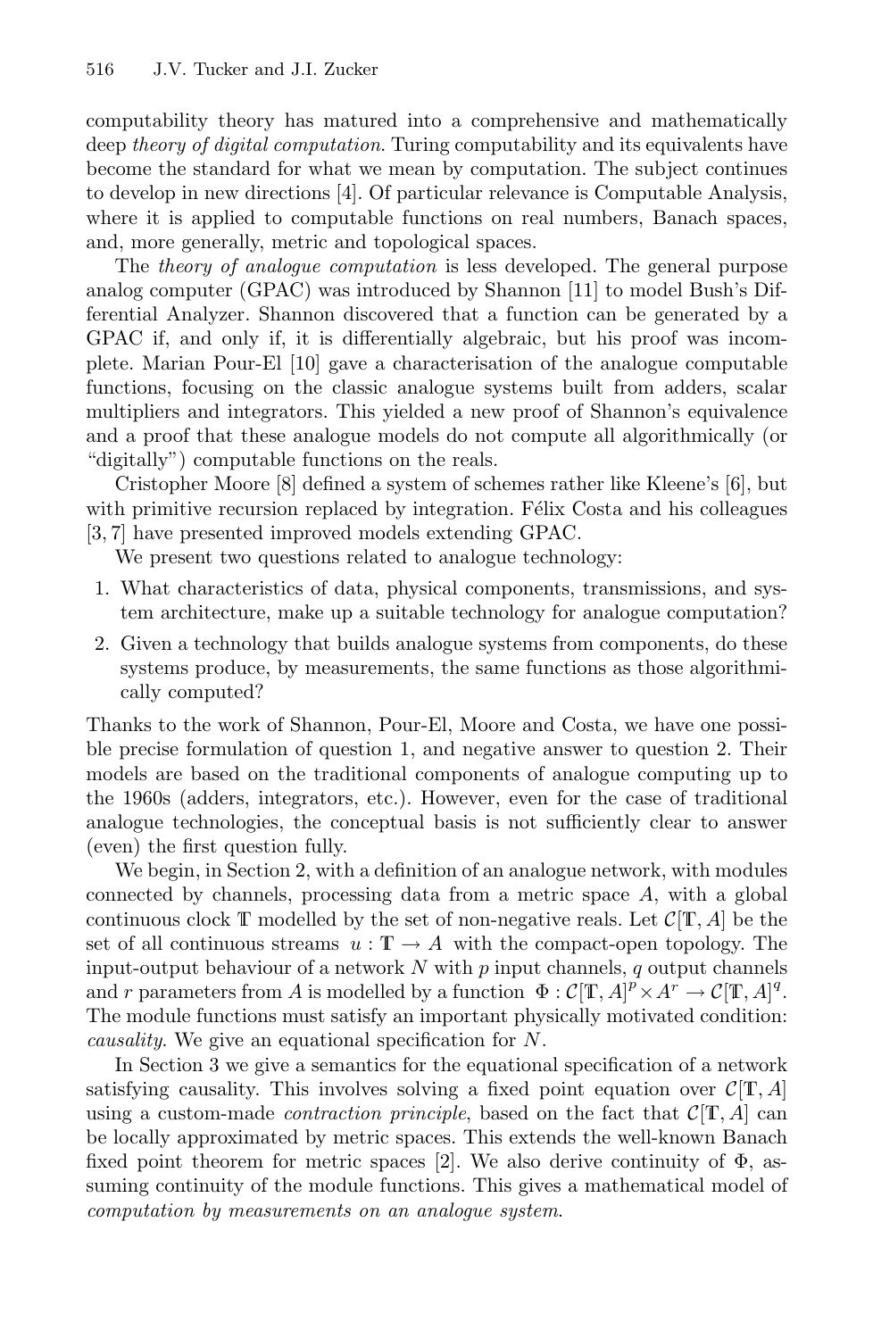computability theory has matured into a comprehensive and mathematically deep *theory of digital computation*. Turing computability and its equivalents have become the standard for what we mean by computation. The subject continues to develop in new directions [4]. Of particular relevance is Computable Analysis, where it is applied to computable functions on real numbers, Banach spaces, and, more generally, metric and topological spaces.

The *theory of analogue computation* is less developed. The general purpose analog computer (GPAC) was introduced by Shannon [11] to model Bush's Differential Analyzer. Shannon discovered that a function can be generated by a GPAC if, and only if, it is differentially algebraic, but his proof was incomplete. Marian Pour-El [10] gave a characterisation of the analogue computable functions, focusing on the classic analogue systems built from adders, scalar multipliers and integrators. This yielded a new proof of Shannon's equivalence and a proof that these analogue models do not compute all algorithmically (or "digitally") computable functions on the reals.

Cristopher Moore [8] defined a system of schemes rather like Kleene's [6], but with primitive recursion replaced by integration. Félix Costa and his colleagues [3, 7] have presented improved models extending GPAC.

We present two questions related to analogue technology:

1. What characteristics of data, physical components, transmissions, and system architecture, make up a suitable technology for analogue computation?
2. Given a technology that builds analogue systems from components, do these systems produce, by measurements, the same functions as those algorithmically computed?

Thanks to the work of Shannon, Pour-El, Moore and Costa, we have one possible precise formulation of question 1, and negative answer to question 2. Their models are based on the traditional components of analogue computing up to the 1960s (adders, integrators, etc.). However, even for the case of traditional analogue technologies, the conceptual basis is not sufficiently clear to answer (even) the first question fully.

We begin, in Section 2, with a definition of an analogue network, with modules connected by channels, processing data from a metric space $A$, with a global continuous clock $\mathbb{T}$ modelled by the set of non-negative reals. Let $\mathcal{C}[\mathbb{T}, A]$ be the set of all continuous streams $u : \mathbb{T} \to A$ with the compact-open topology. The input-output behaviour of a network $N$ with $p$ input channels, $q$ output channels and $r$ parameters from $A$ is modelled by a function $\Phi : \mathcal{C}[\mathbb{T}, A]^p \times A^r \to \mathcal{C}[\mathbb{T}, A]^q$. The module functions must satisfy an important physically motivated condition: *causality*. We give an equational specification for $N$.

In Section 3 we give a semantics for the equational specification of a network satisfying causality. This involves solving a fixed point equation over $\mathcal{C}[\mathbb{T}, A]$ using a custom-made *contraction principle*, based on the fact that $\mathcal{C}[\mathbb{T}, A]$ can be locally approximated by metric spaces. This extends the well-known Banach fixed point theorem for metric spaces [2]. We also derive continuity of $\Phi$, assuming continuity of the module functions. This gives a mathematical model of *computation by measurements on an analogue system*.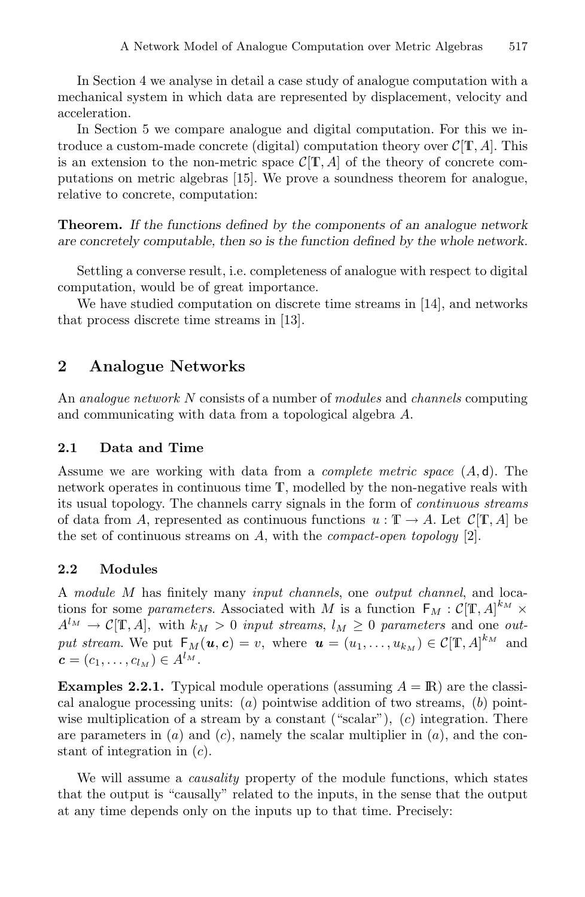In Section 4 we analyse in detail a case study of analogue computation with a mechanical system in which data are represented by displacement, velocity and acceleration.

In Section 5 we compare analogue and digital computation. For this we introduce a custom-made concrete (digital) computation theory over $\mathcal{C}[\mathbb{T}, A]$. This is an extension to the non-metric space $\mathcal{C}[\mathbb{T}, A]$ of the theory of concrete computations on metric algebras [15]. We prove a soundness theorem for analogue, relative to concrete, computation:

**Theorem.** *If the functions defined by the components of an analogue network are concretely computable, then so is the function defined by the whole network.*

Settling a converse result, i.e. completeness of analogue with respect to digital computation, would be of great importance.

We have studied computation on discrete time streams in [14], and networks that process discrete time streams in [13].

## 2 Analogue Networks

An *analogue network* $N$ consists of a number of *modules* and *channels* computing and communicating with data from a topological algebra $A$.

### 2.1 Data and Time

Assume we are working with data from a *complete metric space* $(A, \mathsf{d})$. The network operates in continuous time $\mathbb{T}$, modelled by the non-negative reals with its usual topology. The channels carry signals in the form of *continuous streams* of data from $A$, represented as continuous functions $u : \mathbb{T} \to A$. Let $\mathcal{C}[\mathbb{T}, A]$ be the set of continuous streams on $A$, with the *compact-open topology* [2].

### 2.2 Modules

A *module* $M$ has finitely many *input channels*, one *output channel*, and locations for some *parameters*. Associated with $M$ is a function $\mathsf{F}_M : \mathcal{C}[\mathbb{T}, A]^{k_M} \times A^{l_M} \to \mathcal{C}[\mathbb{T}, A]$, with $k_M > 0$ *input streams*, $l_M \geq 0$ *parameters* and one *output stream*. We put $\mathsf{F}_M(\boldsymbol{u}, \boldsymbol{c}) = v$, where $\boldsymbol{u} = (u_1, \ldots, u_{k_M}) \in \mathcal{C}[\mathbb{T}, A]^{k_M}$ and $\boldsymbol{c} = (c_1, \ldots, c_{l_M}) \in A^{l_M}$.

**Examples 2.2.1.** Typical module operations (assuming $A = \mathbb{R}$) are the classical analogue processing units: $(a)$ pointwise addition of two streams, $(b)$ pointwise multiplication of a stream by a constant ("scalar"), $(c)$ integration. There are parameters in $(a)$ and $(c)$, namely the scalar multiplier in $(a)$, and the constant of integration in $(c)$.

We will assume a *causality* property of the module functions, which states that the output is "causally" related to the inputs, in the sense that the output at any time depends only on the inputs up to that time. Precisely: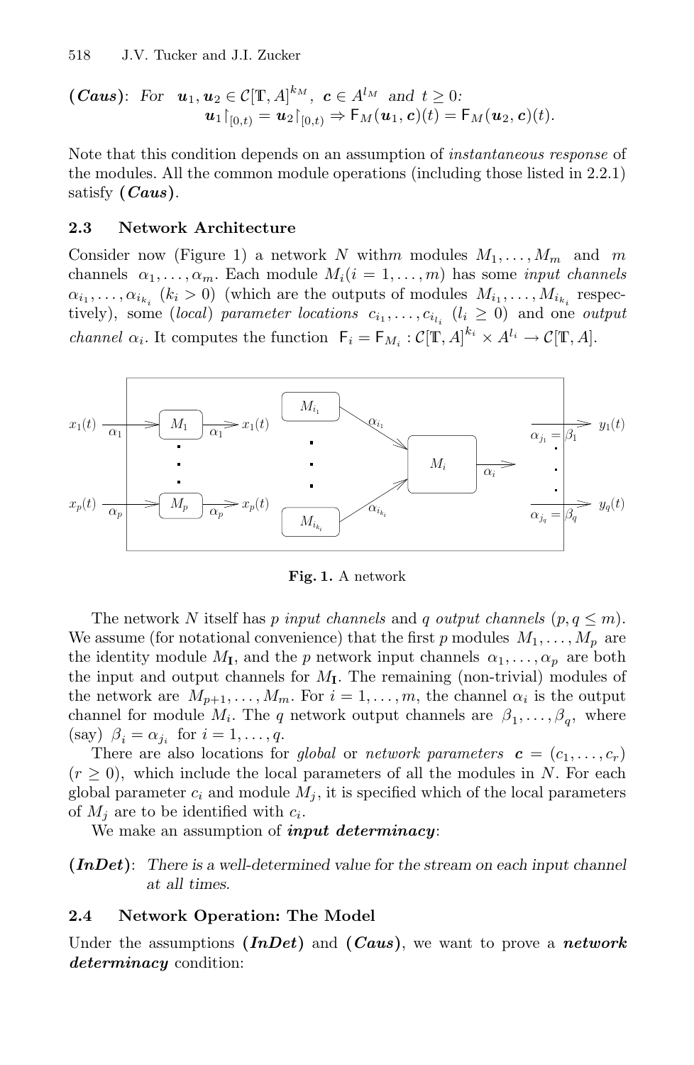**(*Caus*)**: *For* $\boldsymbol{u}_1, \boldsymbol{u}_2 \in \mathcal{C}[\mathbb{T}, A]^{k_M}$, $\boldsymbol{c} \in A^{l_M}$ *and* $t \geq 0$*:*
$$\boldsymbol{u}_1 \restriction_{[0,t)} = \boldsymbol{u}_2 \restriction_{[0,t)} \Rightarrow \mathsf{F}_M(\boldsymbol{u}_1, \boldsymbol{c})(t) = \mathsf{F}_M(\boldsymbol{u}_2, \boldsymbol{c})(t).$$

Note that this condition depends on an assumption of *instantaneous response* of the modules. All the common module operations (including those listed in 2.2.1) satisfy **(*Caus*)**.

### 2.3 Network Architecture

Consider now (Figure 1) a network $N$ with $m$ modules $M_1, \ldots, M_m$ and $m$ channels $\alpha_1, \ldots, \alpha_m$. Each module $M_i (i = 1, \ldots, m)$ has some *input channels* $\alpha_{i_1}, \ldots, \alpha_{i_{k_i}}$ $(k_i > 0)$ (which are the outputs of modules $M_{i_1}, \ldots, M_{i_{k_i}}$ respectively), some (*local*) *parameter locations* $c_{i_1}, \ldots, c_{i_{l_i}}$ $(l_i \geq 0)$ and one *output channel* $\alpha_i$. It computes the function $\mathsf{F}_i = \mathsf{F}_{M_i} : \mathcal{C}[\mathbb{T}, A]^{k_i} \times A^{l_i} \to \mathcal{C}[\mathbb{T}, A]$.

**Fig. 1.** A network

The network $N$ itself has $p$ *input channels* and $q$ *output channels* $(p, q \leq m)$. We assume (for notational convenience) that the first $p$ modules $M_1, \ldots, M_p$ are the identity module $M_{\mathbf{I}}$, and the $p$ network input channels $\alpha_1, \ldots, \alpha_p$ are both the input and output channels for $M_{\mathbf{I}}$. The remaining (non-trivial) modules of the network are $M_{p+1}, \ldots, M_m$. For $i = 1, \ldots, m$, the channel $\alpha_i$ is the output channel for module $M_i$. The $q$ network output channels are $\beta_1, \ldots, \beta_q$, where (say) $\beta_i = \alpha_{j_i}$ for $i = 1, \ldots, q$.

There are also locations for *global* or *network parameters* $\boldsymbol{c} = (c_1, \ldots, c_r)$ $(r \geq 0)$, which include the local parameters of all the modules in $N$. For each global parameter $c_i$ and module $M_j$, it is specified which of the local parameters of $M_j$ are to be identified with $c_i$.

We make an assumption of ***input determinacy***:

**(*InDet*)**: *There is a well-determined value for the stream on each input channel at all times.*

### 2.4 Network Operation: The Model

Under the assumptions **(*InDet*)** and **(*Caus*)**, we want to prove a ***network determinacy*** condition: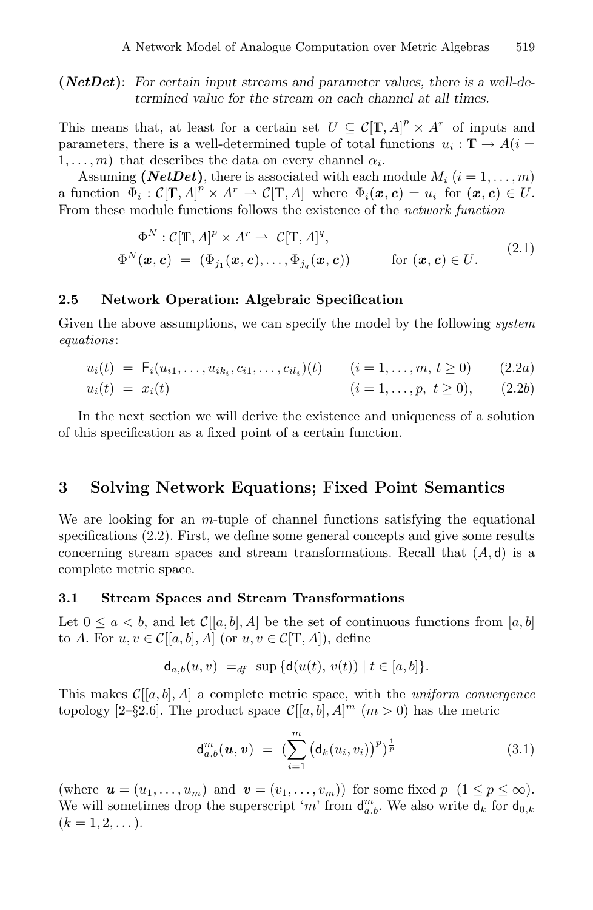**(*NetDet*)**: *For certain input streams and parameter values, there is a well-determined value for the stream on each channel at all times.*

This means that, at least for a certain set $U \subseteq \mathcal{C}[\mathbb{T}, A]^p \times A^r$ of inputs and parameters, there is a well-determined tuple of total functions $u_i : \mathbb{T} \to A (i = 1, \ldots, m)$ that describes the data on every channel $\alpha_i$.

Assuming **(*NetDet*)**, there is associated with each module $M_i$ $(i = 1, \ldots, m)$ a function $\Phi_i : \mathcal{C}[\mathbb{T}, A]^p \times A^r \rightharpoonup \mathcal{C}[\mathbb{T}, A]$ where $\Phi_i(\boldsymbol{x}, \boldsymbol{c}) = u_i$ for $(\boldsymbol{x}, \boldsymbol{c}) \in U$. From these module functions follows the existence of the *network function*

$$
\begin{aligned}
\Phi^N &: \mathcal{C}[\mathbb{T}, A]^p \times A^r \rightharpoonup \mathcal{C}[\mathbb{T}, A]^q, \\
\Phi^N(\boldsymbol{x}, \boldsymbol{c}) &= (\Phi_{j_1}(\boldsymbol{x}, \boldsymbol{c}), \ldots, \Phi_{j_q}(\boldsymbol{x}, \boldsymbol{c})) \qquad \text{for } (\boldsymbol{x}, \boldsymbol{c}) \in U.
\end{aligned}
\tag{2.1}
$$

### 2.5 Network Operation: Algebraic Specification

Given the above assumptions, we can specify the model by the following *system equations*:

$$
u_i(t) = \mathsf{F}_i(u_{i1}, \ldots, u_{ik_i}, c_{i1}, \ldots, c_{il_i})(t) \qquad (i = 1, \ldots, m,\ t \geq 0) \tag{2.2a}
$$

$$
u_i(t) = x_i(t) \qquad (i = 1, \ldots, p,\ t \geq 0), \tag{2.2b}
$$

In the next section we will derive the existence and uniqueness of a solution of this specification as a fixed point of a certain function.

## 3 Solving Network Equations; Fixed Point Semantics

We are looking for an $m$-tuple of channel functions satisfying the equational specifications (2.2). First, we define some general concepts and give some results concerning stream spaces and stream transformations. Recall that $(A, \mathsf{d})$ is a complete metric space.

### 3.1 Stream Spaces and Stream Transformations

Let $0 \leq a < b$, and let $\mathcal{C}[[a, b], A]$ be the set of continuous functions from $[a, b]$ to $A$. For $u, v \in \mathcal{C}[[a, b], A]$ (or $u, v \in \mathcal{C}[\mathbb{T}, A]$), define

$$
\mathsf{d}_{a,b}(u, v) \ =_{df} \ \sup\{\mathsf{d}(u(t), v(t)) \mid t \in [a, b]\}.
$$

This makes $\mathcal{C}[[a, b], A]$ a complete metric space, with the *uniform convergence* topology [2–§2.6]. The product space $\mathcal{C}[[a, b], A]^m$ $(m > 0)$ has the metric

$$
\mathsf{d}^m_{a,b}(\boldsymbol{u}, \boldsymbol{v}) \ = \ \Big(\sum_{i=1}^{m} \big(\mathsf{d}_k(u_i, v_i)\big)^p\Big)^{\frac{1}{p}} \tag{3.1}
$$

(where $\boldsymbol{u} = (u_1, \ldots, u_m)$ and $\boldsymbol{v} = (v_1, \ldots, v_m)$) for some fixed $p$ $(1 \leq p \leq \infty)$. We will sometimes drop the superscript '$m$' from $\mathsf{d}^m_{a,b}$. We also write $\mathsf{d}_k$ for $\mathsf{d}_{0,k}$ $(k = 1, 2, \ldots)$.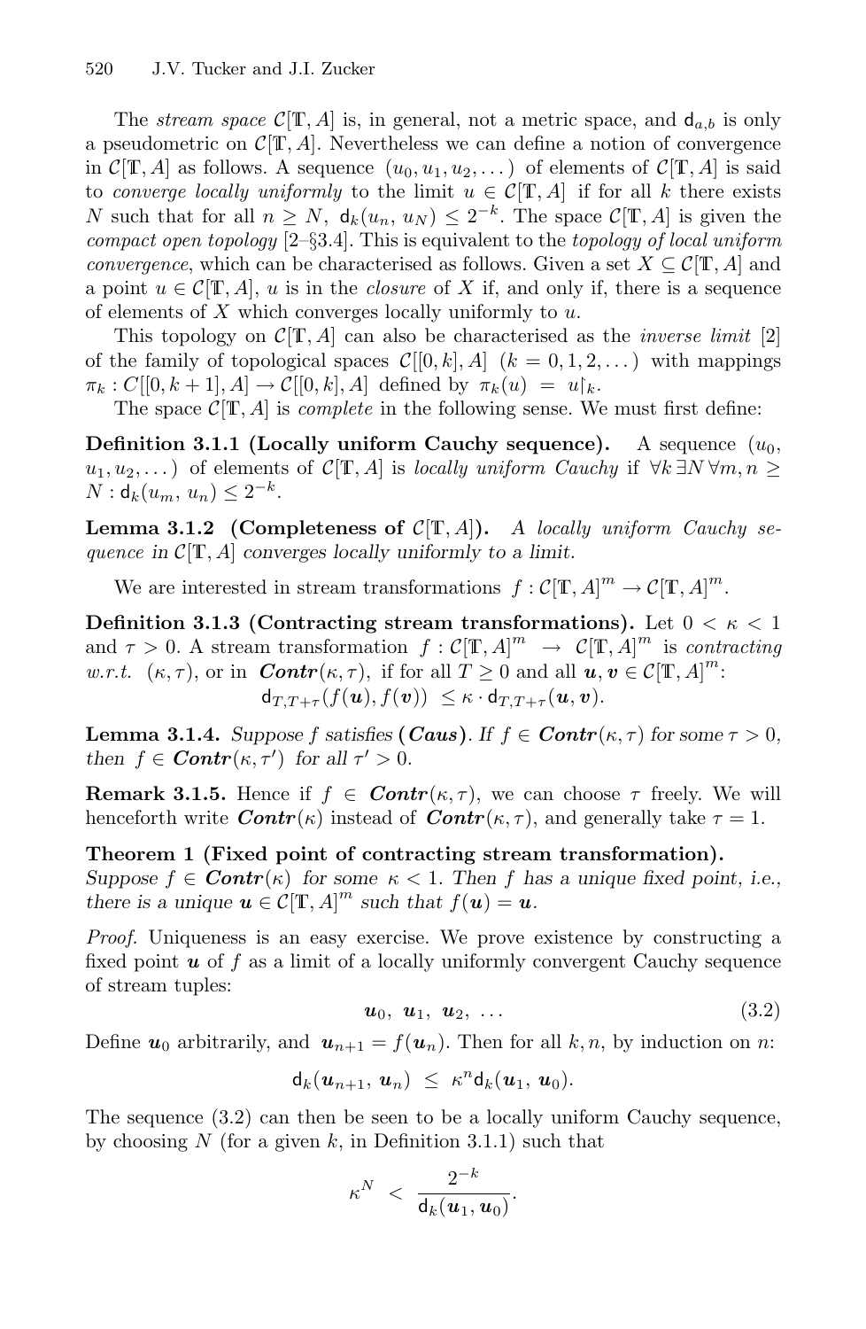The *stream space* $\mathcal{C}[\mathbb{T}, A]$ is, in general, not a metric space, and $\mathsf{d}_{a,b}$ is only a pseudometric on $\mathcal{C}[\mathbb{T}, A]$. Nevertheless we can define a notion of convergence in $\mathcal{C}[\mathbb{T}, A]$ as follows. A sequence $(u_0, u_1, u_2, \dots)$ of elements of $\mathcal{C}[\mathbb{T}, A]$ is said to *converge locally uniformly* to the limit $u \in \mathcal{C}[\mathbb{T}, A]$ if for all $k$ there exists $N$ such that for all $n \geq N$, $\mathsf{d}_k(u_n, u_N) \leq 2^{-k}$. The space $\mathcal{C}[\mathbb{T}, A]$ is given the *compact open topology* [2–§3.4]. This is equivalent to the *topology of local uniform convergence*, which can be characterised as follows. Given a set $X \subseteq \mathcal{C}[\mathbb{T}, A]$ and a point $u \in \mathcal{C}[\mathbb{T}, A]$, $u$ is in the *closure* of $X$ if, and only if, there is a sequence of elements of $X$ which converges locally uniformly to $u$.

This topology on $\mathcal{C}[\mathbb{T}, A]$ can also be characterised as the *inverse limit* [2] of the family of topological spaces $\mathcal{C}[[0, k], A]$ $(k = 0, 1, 2, \dots)$ with mappings $\pi_k : C[[0, k+1], A] \to \mathcal{C}[[0, k], A]$ defined by $\pi_k(u) = u\restriction_k$.

The space $\mathcal{C}[\mathbb{T}, A]$ is *complete* in the following sense. We must first define:

**Definition 3.1.1 (Locally uniform Cauchy sequence).** A sequence $(u_0, u_1, u_2, \dots)$ of elements of $\mathcal{C}[\mathbb{T}, A]$ is *locally uniform Cauchy* if $\forall k\, \exists N\, \forall m, n \geq N : \mathsf{d}_k(u_m, u_n) \leq 2^{-k}$.

**Lemma 3.1.2 (Completeness of $\mathcal{C}[\mathbb{T}, A]$).** *A locally uniform Cauchy sequence in $\mathcal{C}[\mathbb{T}, A]$ converges locally uniformly to a limit.*

We are interested in stream transformations $f : \mathcal{C}[\mathbb{T}, A]^m \to \mathcal{C}[\mathbb{T}, A]^m$.

**Definition 3.1.3 (Contracting stream transformations).** Let $0 < \kappa < 1$ and $\tau > 0$. A stream transformation $f : \mathcal{C}[\mathbb{T}, A]^m \to \mathcal{C}[\mathbb{T}, A]^m$ is *contracting w.r.t.* $(\kappa, \tau)$, or in $\boldsymbol{Contr}(\kappa, \tau)$, if for all $T \geq 0$ and all $\boldsymbol{u}, \boldsymbol{v} \in \mathcal{C}[\mathbb{T}, A]^m$:

$$\mathsf{d}_{T,T+\tau}(f(\boldsymbol{u}), f(\boldsymbol{v})) \leq \kappa \cdot \mathsf{d}_{T,T+\tau}(\boldsymbol{u}, \boldsymbol{v}).$$

**Lemma 3.1.4.** *Suppose $f$ satisfies* **(Caus)**. *If $f \in \boldsymbol{Contr}(\kappa, \tau)$ for some $\tau > 0$, then $f \in \boldsymbol{Contr}(\kappa, \tau')$ for all $\tau' > 0$.*

**Remark 3.1.5.** Hence if $f \in \boldsymbol{Contr}(\kappa, \tau)$, we can choose $\tau$ freely. We will henceforth write $\boldsymbol{Contr}(\kappa)$ instead of $\boldsymbol{Contr}(\kappa, \tau)$, and generally take $\tau = 1$.

**Theorem 1 (Fixed point of contracting stream transformation).** *Suppose $f \in \boldsymbol{Contr}(\kappa)$ for some $\kappa < 1$. Then $f$ has a unique fixed point, i.e., there is a unique $\boldsymbol{u} \in \mathcal{C}[\mathbb{T}, A]^m$ such that $f(\boldsymbol{u}) = \boldsymbol{u}$.*

*Proof.* Uniqueness is an easy exercise. We prove existence by constructing a fixed point $\boldsymbol{u}$ of $f$ as a limit of a locally uniformly convergent Cauchy sequence of stream tuples:

$$\boldsymbol{u}_0,\ \boldsymbol{u}_1,\ \boldsymbol{u}_2,\ \dots \tag{3.2}$$

Define $\boldsymbol{u}_0$ arbitrarily, and $\boldsymbol{u}_{n+1} = f(\boldsymbol{u}_n)$. Then for all $k, n$, by induction on $n$:

$$\mathsf{d}_k(\boldsymbol{u}_{n+1}, \boldsymbol{u}_n) \leq \kappa^n \mathsf{d}_k(\boldsymbol{u}_1, \boldsymbol{u}_0).$$

The sequence (3.2) can then be seen to be a locally uniform Cauchy sequence, by choosing $N$ (for a given $k$, in Definition 3.1.1) such that

$$\kappa^N < \frac{2^{-k}}{\mathsf{d}_k(\boldsymbol{u}_1, \boldsymbol{u}_0)}.$$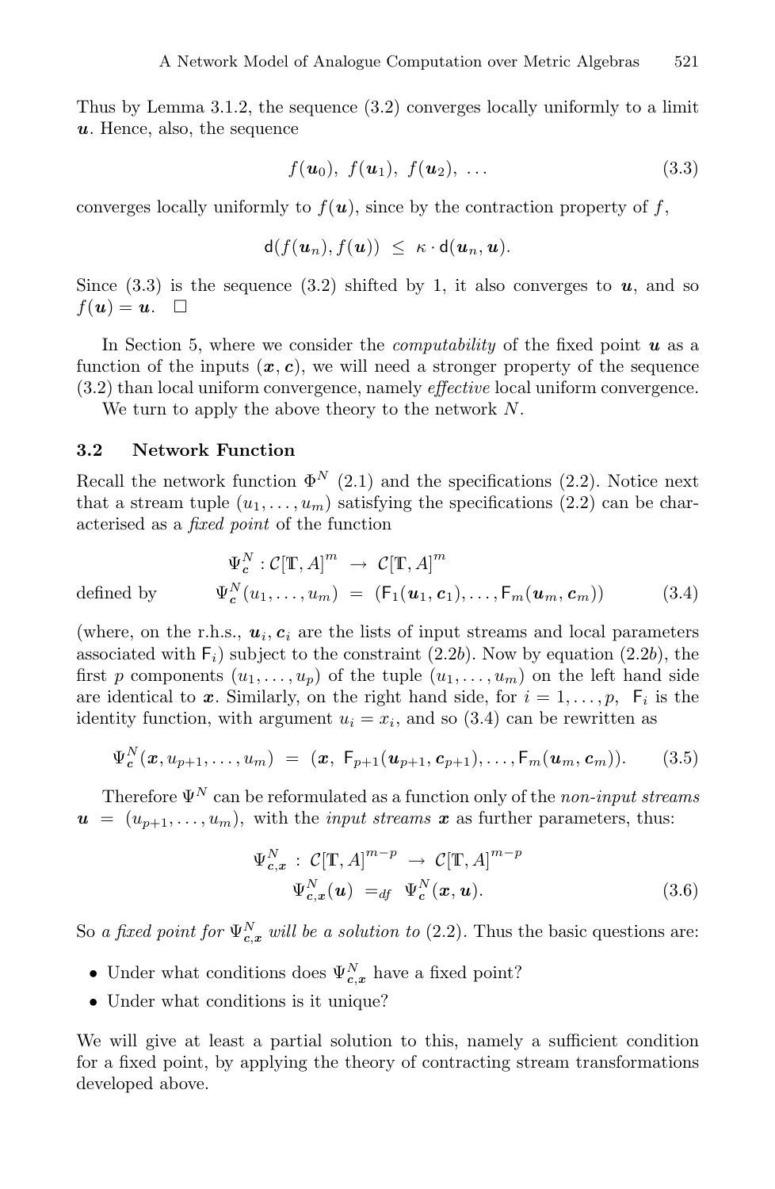Thus by Lemma 3.1.2, the sequence (3.2) converges locally uniformly to a limit $\boldsymbol{u}$. Hence, also, the sequence

$$f(\boldsymbol{u}_0),\ f(\boldsymbol{u}_1),\ f(\boldsymbol{u}_2),\ \ldots \tag{3.3}$$

converges locally uniformly to $f(\boldsymbol{u})$, since by the contraction property of $f$,

$$\mathsf{d}(f(\boldsymbol{u}_n), f(\boldsymbol{u})) \ \leq\ \kappa \cdot \mathsf{d}(\boldsymbol{u}_n, \boldsymbol{u}).$$

Since (3.3) is the sequence (3.2) shifted by 1, it also converges to $\boldsymbol{u}$, and so $f(\boldsymbol{u}) = \boldsymbol{u}$. $\square$

In Section 5, where we consider the *computability* of the fixed point $\boldsymbol{u}$ as a function of the inputs $(\boldsymbol{x}, \boldsymbol{c})$, we will need a stronger property of the sequence (3.2) than local uniform convergence, namely *effective* local uniform convergence.

We turn to apply the above theory to the network $N$.

### 3.2 Network Function

Recall the network function $\Phi^N$ (2.1) and the specifications (2.2). Notice next that a stream tuple $(u_1, \ldots, u_m)$ satisfying the specifications (2.2) can be characterised as a *fixed point* of the function

$$\Psi^N_{\boldsymbol{c}} : \mathcal{C}[\mathbb{T}, A]^m \ \rightarrow\ \mathcal{C}[\mathbb{T}, A]^m$$

defined by

$$\Psi^N_{\boldsymbol{c}}(u_1, \ldots, u_m) \ =\ (\mathsf{F}_1(\boldsymbol{u}_1, \boldsymbol{c}_1), \ldots, \mathsf{F}_m(\boldsymbol{u}_m, \boldsymbol{c}_m)) \tag{3.4}$$

(where, on the r.h.s., $\boldsymbol{u}_i, \boldsymbol{c}_i$ are the lists of input streams and local parameters associated with $\mathsf{F}_i$) subject to the constraint (2.2$b$). Now by equation (2.2$b$), the first $p$ components $(u_1, \ldots, u_p)$ of the tuple $(u_1, \ldots, u_m)$ on the left hand side are identical to $\boldsymbol{x}$. Similarly, on the right hand side, for $i = 1, \ldots, p$, $\mathsf{F}_i$ is the identity function, with argument $u_i = x_i$, and so (3.4) can be rewritten as

$$\Psi^N_{\boldsymbol{c}}(\boldsymbol{x}, u_{p+1}, \ldots, u_m) \ =\ (\boldsymbol{x},\ \mathsf{F}_{p+1}(\boldsymbol{u}_{p+1}, \boldsymbol{c}_{p+1}), \ldots, \mathsf{F}_m(\boldsymbol{u}_m, \boldsymbol{c}_m)). \tag{3.5}$$

Therefore $\Psi^N$ can be reformulated as a function only of the *non-input streams* $\boldsymbol{u} = (u_{p+1}, \ldots, u_m)$, with the *input streams* $\boldsymbol{x}$ as further parameters, thus:

$$\Psi^N_{\boldsymbol{c},\boldsymbol{x}} : \mathcal{C}[\mathbb{T}, A]^{m-p} \ \rightarrow\ \mathcal{C}[\mathbb{T}, A]^{m-p}$$

$$\Psi^N_{\boldsymbol{c},\boldsymbol{x}}(\boldsymbol{u}) \ =_{df}\ \Psi^N_{\boldsymbol{c}}(\boldsymbol{x}, \boldsymbol{u}). \tag{3.6}$$

So *a fixed point for $\Psi^N_{\boldsymbol{c},\boldsymbol{x}}$ will be a solution to* (2.2). Thus the basic questions are:

- Under what conditions does $\Psi^N_{\boldsymbol{c},\boldsymbol{x}}$ have a fixed point?
- Under what conditions is it unique?

We will give at least a partial solution to this, namely a sufficient condition for a fixed point, by applying the theory of contracting stream transformations developed above.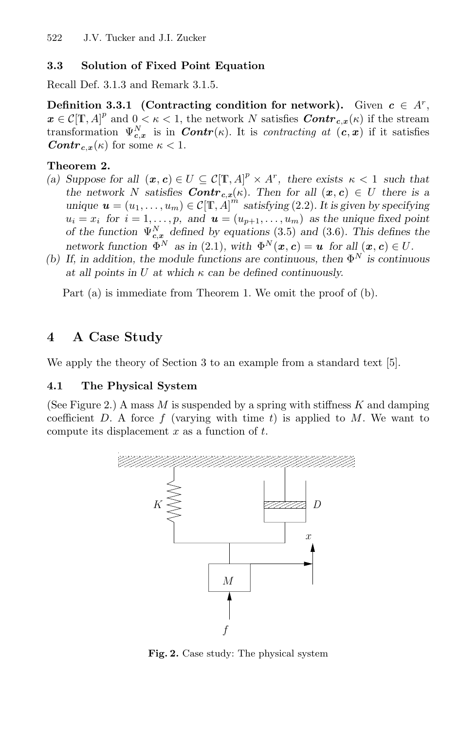### 3.3 Solution of Fixed Point Equation

Recall Def. 3.1.3 and Remark 3.1.5.

**Definition 3.3.1 (Contracting condition for network).** Given $\boldsymbol{c} \in A^r$, $\boldsymbol{x} \in \mathcal{C}[\mathbb{T}, A]^p$ and $0 < \kappa < 1$, the network $N$ satisfies $\boldsymbol{Contr}_{\boldsymbol{c},\boldsymbol{x}}(\kappa)$ if the stream transformation $\Psi^N_{\boldsymbol{c},\boldsymbol{x}}$ is in $\boldsymbol{Contr}(\kappa)$. It is *contracting at* $(\boldsymbol{c}, \boldsymbol{x})$ if it satisfies $\boldsymbol{Contr}_{\boldsymbol{c},\boldsymbol{x}}(\kappa)$ for some $\kappa < 1$.

**Theorem 2.**

(a) *Suppose for all* $(\boldsymbol{x}, \boldsymbol{c}) \in U \subseteq \mathcal{C}[\mathbb{T}, A]^p \times A^r$*, there exists* $\kappa < 1$ *such that the network* $N$ *satisfies* $\boldsymbol{Contr}_{\boldsymbol{c},\boldsymbol{x}}(\kappa)$*. Then for all* $(\boldsymbol{x}, \boldsymbol{c}) \in U$ *there is a unique* $\boldsymbol{u} = (u_1, \ldots, u_m) \in \mathcal{C}[\mathbb{T}, A]^m$ *satisfying* (2.2)*. It is given by specifying* $u_i = x_i$ *for* $i = 1, \ldots, p$*, and* $\boldsymbol{u} = (u_{p+1}, \ldots, u_m)$ *as the unique fixed point of the function* $\Psi^N_{\boldsymbol{c},\boldsymbol{x}}$ *defined by equations* (3.5) *and* (3.6)*. This defines the network function* $\Phi^N$ *as in* (2.1)*, with* $\Phi^N(\boldsymbol{x}, \boldsymbol{c}) = \boldsymbol{u}$ *for all* $(\boldsymbol{x}, \boldsymbol{c}) \in U$*.*

(b) *If, in addition, the module functions are continuous, then* $\Phi^N$ *is continuous at all points in* $U$ *at which* $\kappa$ *can be defined continuously.*

Part (a) is immediate from Theorem 1. We omit the proof of (b).

## 4 A Case Study

We apply the theory of Section 3 to an example from a standard text [5].

### 4.1 The Physical System

(See Figure 2.) A mass $M$ is suspended by a spring with stiffness $K$ and damping coefficient $D$. A force $f$ (varying with time $t$) is applied to $M$. We want to compute its displacement $x$ as a function of $t$.

**Fig. 2.** Case study: The physical system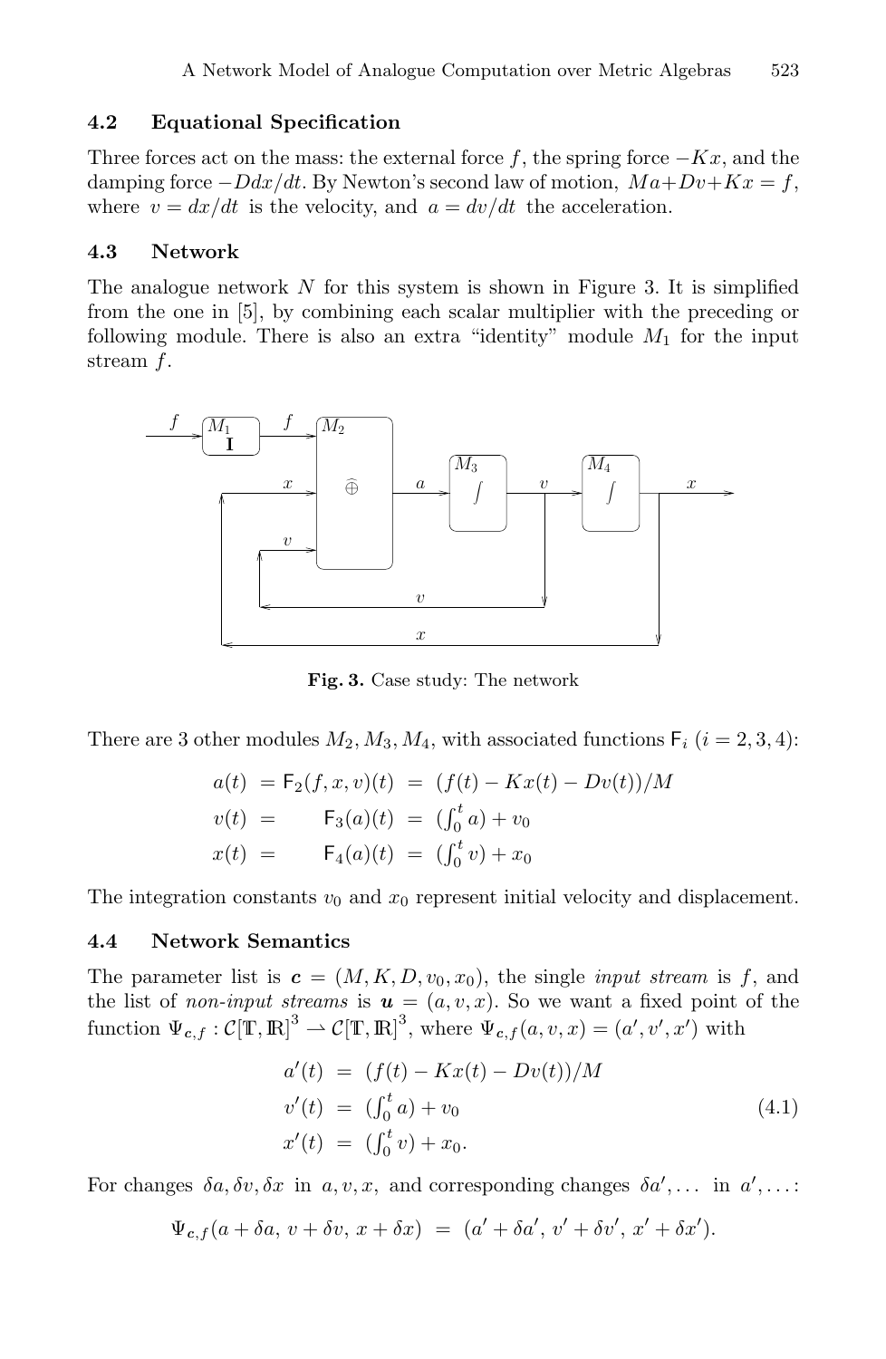### 4.2 Equational Specification

Three forces act on the mass: the external force $f$, the spring force $-Kx$, and the damping force $-Ddx/dt$. By Newton's second law of motion, $Ma+Dv+Kx = f$, where $v = dx/dt$ is the velocity, and $a = dv/dt$ the acceleration.

### 4.3 Network

The analogue network $N$ for this system is shown in Figure 3. It is simplified from the one in [5], by combining each scalar multiplier with the preceding or following module. There is also an extra "identity" module $M_1$ for the input stream $f$.

**Fig. 3.** Case study: The network

There are 3 other modules $M_2, M_3, M_4$, with associated functions $\mathsf{F}_i$ $(i = 2, 3, 4)$:

$$
\begin{aligned}
a(t) &= \mathsf{F}_2(f, x, v)(t) &&= (f(t) - Kx(t) - Dv(t))/M \\
v(t) &= \mathsf{F}_3(a)(t) &&= (\textstyle\int_0^t a) + v_0 \\
x(t) &= \mathsf{F}_4(a)(t) &&= (\textstyle\int_0^t v) + x_0
\end{aligned}
$$

The integration constants $v_0$ and $x_0$ represent initial velocity and displacement.

### 4.4 Network Semantics

The parameter list is $\boldsymbol{c} = (M, K, D, v_0, x_0)$, the single *input stream* is $f$, and the list of *non-input streams* is $\boldsymbol{u} = (a, v, x)$. So we want a fixed point of the function $\Psi_{\boldsymbol{c},f} : \mathcal{C}[\mathbb{T}, \mathbb{R}]^3 \rightharpoonup \mathcal{C}[\mathbb{T}, \mathbb{R}]^3$, where $\Psi_{\boldsymbol{c},f}(a, v, x) = (a', v', x')$ with

$$
\begin{aligned}
a'(t) &= (f(t) - Kx(t) - Dv(t))/M \\
v'(t) &= (\textstyle\int_0^t a) + v_0 \\
x'(t) &= (\textstyle\int_0^t v) + x_0.
\end{aligned}
\tag{4.1}
$$

For changes $\delta a, \delta v, \delta x$ in $a, v, x$, and corresponding changes $\delta a', \ldots$ in $a', \ldots$:

$$
\Psi_{\boldsymbol{c},f}(a + \delta a,\ v + \delta v,\ x + \delta x) \ = \ (a' + \delta a',\ v' + \delta v',\ x' + \delta x').
$$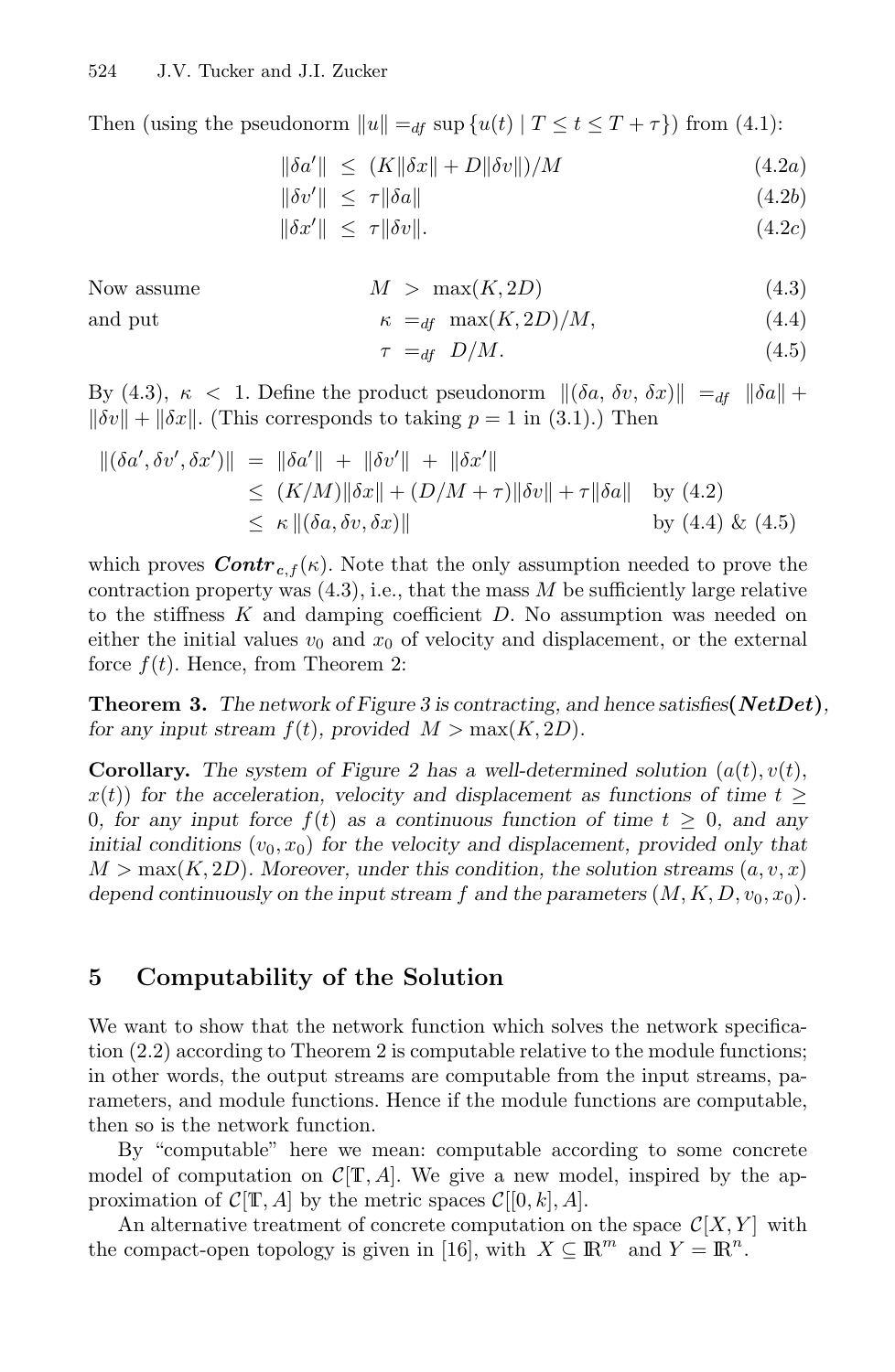Then (using the pseudonorm $\|u\| =_{df} \sup\{u(t) \mid T \leq t \leq T+\tau\}$) from (4.1):

$$\|\delta a'\| \;\leq\; (K\|\delta x\| + D\|\delta v\|)/M \tag{4.2a}$$

$$\|\delta v'\| \;\leq\; \tau\|\delta a\| \tag{4.2b}$$

$$\|\delta x'\| \;\leq\; \tau\|\delta v\|. \tag{4.2c}$$

Now assume

$$M \;>\; \max(K, 2D) \tag{4.3}$$

and put

$$\kappa \;=_{df}\; \max(K, 2D)/M, \tag{4.4}$$

$$\tau \;=_{df}\; D/M. \tag{4.5}$$

By (4.3), $\kappa < 1$. Define the product pseudonorm $\|(\delta a, \delta v, \delta x)\| =_{df} \|\delta a\| + \|\delta v\| + \|\delta x\|$. (This corresponds to taking $p = 1$ in (3.1).) Then

$$\begin{aligned}
\|(\delta a', \delta v', \delta x')\| &= \|\delta a'\| + \|\delta v'\| + \|\delta x'\| \\
&\leq (K/M)\|\delta x\| + (D/M + \tau)\|\delta v\| + \tau\|\delta a\| \quad \text{by (4.2)} \\
&\leq \kappa\, \|(\delta a, \delta v, \delta x)\| \quad \text{by (4.4) \& (4.5)}
\end{aligned}$$

which proves $\boldsymbol{Contr}_{c,f}(\kappa)$. Note that the only assumption needed to prove the contraction property was (4.3), i.e., that the mass $M$ be sufficiently large relative to the stiffness $K$ and damping coefficient $D$. No assumption was needed on either the initial values $v_0$ and $x_0$ of velocity and displacement, or the external force $f(t)$. Hence, from Theorem 2:

**Theorem 3.** *The network of Figure 3 is contracting, and hence satisfies* ***(NetDet)****, for any input stream $f(t)$, provided $M > \max(K, 2D)$.*

**Corollary.** *The system of Figure 2 has a well-determined solution $(a(t), v(t), x(t))$ for the acceleration, velocity and displacement as functions of time $t \geq 0$, for any input force $f(t)$ as a continuous function of time $t \geq 0$, and any initial conditions $(v_0, x_0)$ for the velocity and displacement, provided only that $M > \max(K, 2D)$. Moreover, under this condition, the solution streams $(a, v, x)$ depend continuously on the input stream $f$ and the parameters $(M, K, D, v_0, x_0)$.*

## 5 Computability of the Solution

We want to show that the network function which solves the network specification (2.2) according to Theorem 2 is computable relative to the module functions; in other words, the output streams are computable from the input streams, parameters, and module functions. Hence if the module functions are computable, then so is the network function.

By "computable" here we mean: computable according to some concrete model of computation on $\mathcal{C}[\mathbb{T}, A]$. We give a new model, inspired by the approximation of $\mathcal{C}[\mathbb{T}, A]$ by the metric spaces $\mathcal{C}[[0, k], A]$.

An alternative treatment of concrete computation on the space $\mathcal{C}[X, Y]$ with the compact-open topology is given in [16], with $X \subseteq \mathbb{R}^m$ and $Y = \mathbb{R}^n$.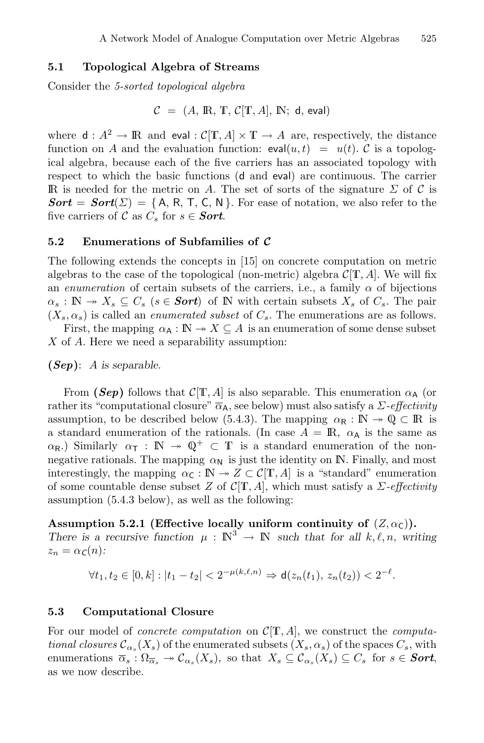### 5.1 Topological Algebra of Streams

Consider the *5-sorted topological algebra*

$$\mathcal{C} \;=\; (A,\, \mathbb{R},\, \mathbb{T},\, \mathcal{C}[\mathbb{T}, A],\, \mathbb{N};\; \mathsf{d},\, \mathsf{eval})$$

where $\mathsf{d} : A^2 \to \mathbb{R}$ and $\mathsf{eval} : \mathcal{C}[\mathbb{T}, A] \times \mathbb{T} \to A$ are, respectively, the distance function on $A$ and the evaluation function: $\mathsf{eval}(u, t) \;=\; u(t)$. $\mathcal{C}$ is a topological algebra, because each of the five carriers has an associated topology with respect to which the basic functions ($\mathsf{d}$ and $\mathsf{eval}$) are continuous. The carrier $\mathbb{R}$ is needed for the metric on $A$. The set of sorts of the signature $\Sigma$ of $\mathcal{C}$ is $\boldsymbol{Sort} = \boldsymbol{Sort}(\Sigma) = \{\, \mathsf{A},\, \mathsf{R},\, \mathsf{T},\, \mathsf{C},\, \mathsf{N} \,\}$. For ease of notation, we also refer to the five carriers of $\mathcal{C}$ as $C_s$ for $s \in \boldsymbol{Sort}$.

### 5.2 Enumerations of Subfamilies of $\mathcal{C}$

The following extends the concepts in [15] on concrete computation on metric algebras to the case of the topological (non-metric) algebra $\mathcal{C}[\mathbb{T}, A]$. We will fix an *enumeration* of certain subsets of the carriers, i.e., a family $\alpha$ of bijections $\alpha_s : \mathbb{N} \twoheadrightarrow X_s \subseteq C_s$ ($s \in \boldsymbol{Sort}$) of $\mathbb{N}$ with certain subsets $X_s$ of $C_s$. The pair $(X_s, \alpha_s)$ is called an *enumerated subset* of $C_s$. The enumerations are as follows.

First, the mapping $\alpha_\mathsf{A} : \mathbb{N} \twoheadrightarrow X \subseteq A$ is an enumeration of some dense subset $X$ of $A$. Here we need a separability assumption:

***(Sep)***: *A is separable.*

From ***(Sep)*** follows that $\mathcal{C}[\mathbb{T}, A]$ is also separable. This enumeration $\alpha_\mathsf{A}$ (or rather its "computational closure" $\overline{\alpha}_\mathsf{A}$, see below) must also satisfy a *$\Sigma$-effectivity* assumption, to be described below (5.4.3). The mapping $\alpha_\mathsf{R} : \mathbb{N} \twoheadrightarrow \mathbb{Q} \subset \mathbb{R}$ is a standard enumeration of the rationals. (In case $A = \mathbb{R}$, $\alpha_\mathsf{A}$ is the same as $\alpha_\mathsf{R}$.) Similarly $\alpha_\mathsf{T} : \mathbb{N} \twoheadrightarrow \mathbb{Q}^+ \subset \mathbb{T}$ is a standard enumeration of the non-negative rationals. The mapping $\alpha_\mathsf{N}$ is just the identity on $\mathbb{N}$. Finally, and most interestingly, the mapping $\alpha_\mathsf{C} : \mathbb{N} \twoheadrightarrow Z \subset \mathcal{C}[\mathbb{T}, A]$ is a "standard" enumeration of some countable dense subset $Z$ of $\mathcal{C}[\mathbb{T}, A]$, which must satisfy a *$\Sigma$-effectivity* assumption (5.4.3 below), as well as the following:

**Assumption 5.2.1 (Effective locally uniform continuity of $(Z, \alpha_\mathsf{C})$).** *There is a recursive function $\mu : \mathbb{N}^3 \to \mathbb{N}$ such that for all $k, \ell, n$, writing $z_n = \alpha_\mathsf{C}(n)$:*

$$\forall t_1, t_2 \in [0, k] : |t_1 - t_2| < 2^{-\mu(k,\ell,n)} \Rightarrow \mathsf{d}(z_n(t_1),\, z_n(t_2)) < 2^{-\ell}.$$

### 5.3 Computational Closure

For our model of *concrete computation* on $\mathcal{C}[\mathbb{T}, A]$, we construct the *computational closures* $\mathcal{C}_{\alpha_s}(X_s)$ of the enumerated subsets $(X_s, \alpha_s)$ of the spaces $C_s$, with enumerations $\overline{\alpha}_s : \Omega_{\overline{\alpha}_s} \twoheadrightarrow \mathcal{C}_{\alpha_s}(X_s)$, so that $X_s \subseteq \mathcal{C}_{\alpha_s}(X_s) \subseteq C_s$ for $s \in \boldsymbol{Sort}$, as we now describe.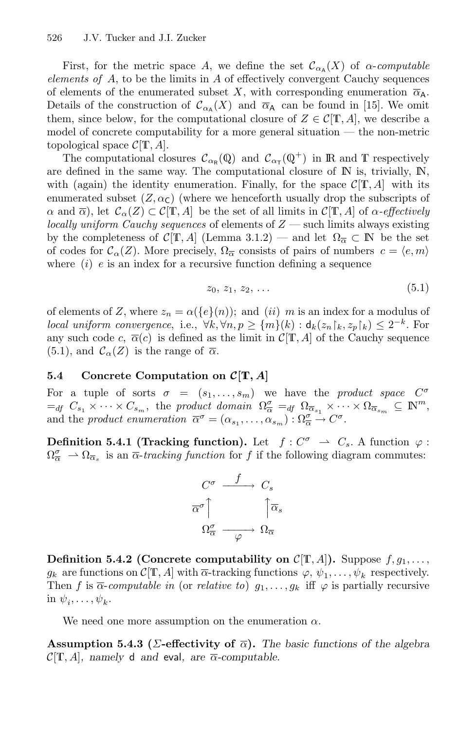First, for the metric space $A$, we define the set $\mathcal{C}_{\alpha_\mathsf{A}}(X)$ of *$\alpha$-computable elements of* $A$, to be the limits in $A$ of effectively convergent Cauchy sequences of elements of the enumerated subset $X$, with corresponding enumeration $\overline{\alpha}_\mathsf{A}$. Details of the construction of $\mathcal{C}_{\alpha_\mathsf{A}}(X)$ and $\overline{\alpha}_\mathsf{A}$ can be found in [15]. We omit them, since below, for the computational closure of $Z \in \mathcal{C}[\mathbb{T}, A]$, we describe a model of concrete computability for a more general situation — the non-metric topological space $\mathcal{C}[\mathbb{T}, A]$.

The computational closures $\mathcal{C}_{\alpha_\mathsf{R}}(\mathbb{Q})$ and $\mathcal{C}_{\alpha_\mathsf{T}}(\mathbb{Q}^+)$ in $\mathbb{R}$ and $\mathbb{T}$ respectively are defined in the same way. The computational closure of $\mathbb{N}$ is, trivially, $\mathbb{N}$, with (again) the identity enumeration. Finally, for the space $\mathcal{C}[\mathbb{T}, A]$ with its enumerated subset $(Z, \alpha_\mathsf{C})$ (where we henceforth usually drop the subscripts of $\alpha$ and $\overline{\alpha}$), let $\mathcal{C}_\alpha(Z) \subset \mathcal{C}[\mathbb{T}, A]$ be the set of all limits in $\mathcal{C}[\mathbb{T}, A]$ of *$\alpha$-effectively locally uniform Cauchy sequences* of elements of $Z$ — such limits always existing by the completeness of $\mathcal{C}[\mathbb{T}, A]$ (Lemma 3.1.2) — and let $\Omega_{\overline{\alpha}} \subset \mathbb{N}$ be the set of codes for $\mathcal{C}_\alpha(Z)$. More precisely, $\Omega_{\overline{\alpha}}$ consists of pairs of numbers $c = \langle e, m \rangle$ where $(i)$ $e$ is an index for a recursive function defining a sequence

$$z_0,\, z_1,\, z_2,\, \ldots \tag{5.1}$$

of elements of $Z$, where $z_n = \alpha(\{e\}(n))$; and $(ii)$ $m$ is an index for a modulus of *local uniform convergence*, i.e., $\forall k, \forall n, p \geq \{m\}(k) : \mathsf{d}_k(z_n{\restriction}_k, z_p{\restriction}_k) \leq 2^{-k}$. For any such code $c$, $\overline{\alpha}(c)$ is defined as the limit in $\mathcal{C}[\mathbb{T}, A]$ of the Cauchy sequence (5.1), and $\mathcal{C}_\alpha(Z)$ is the range of $\overline{\alpha}$.

### 5.4 Concrete Computation on $\mathcal{C}[\mathbb{T}, A]$

For a tuple of sorts $\sigma = (s_1, \ldots, s_m)$ we have the *product space* $C^\sigma =_{df} C_{s_1} \times \cdots \times C_{s_m}$, the *product domain* $\Omega^\sigma_{\overline{\alpha}} =_{df} \Omega_{\overline{\alpha}_{s_1}} \times \cdots \times \Omega_{\overline{\alpha}_{s_m}} \subseteq \mathbb{N}^m$, and the *product enumeration* $\overline{\alpha}^\sigma = (\alpha_{s_1}, \ldots, \alpha_{s_m}) : \Omega^\sigma_{\overline{\alpha}} \to C^\sigma$.

**Definition 5.4.1 (Tracking function).** Let $f : C^\sigma \rightharpoonup C_s$. A function $\varphi : \Omega^\sigma_{\overline{\alpha}} \rightharpoonup \Omega_{\overline{\alpha}_s}$ is an *$\overline{\alpha}$-tracking function* for $f$ if the following diagram commutes:

$$\begin{array}{ccc} C^\sigma & \xrightarrow{\;\;f\;\;} & C_s \\ {\scriptstyle \overline{\alpha}^\sigma}\uparrow & & \uparrow{\scriptstyle \overline{\alpha}_s} \\ \Omega^\sigma_{\overline{\alpha}} & \xrightarrow[\;\;\varphi\;\;]{} & \Omega_{\overline{\alpha}} \end{array}$$

**Definition 5.4.2 (Concrete computability on $\mathcal{C}[\mathbb{T}, A]$).** Suppose $f, g_1, \ldots, g_k$ are functions on $\mathcal{C}[\mathbb{T}, A]$ with $\overline{\alpha}$-tracking functions $\varphi, \psi_1, \ldots, \psi_k$ respectively. Then $f$ is *$\overline{\alpha}$-computable in* (or *relative to*) $g_1, \ldots, g_k$ iff $\varphi$ is partially recursive in $\psi_i, \ldots, \psi_k$.

We need one more assumption on the enumeration $\alpha$.

**Assumption 5.4.3 ($\Sigma$-effectivity of $\overline{\alpha}$).** *The basic functions of the algebra $\mathcal{C}[\mathbb{T}, A]$, namely $\mathsf{d}$ and $\mathsf{eval}$, are $\overline{\alpha}$-computable.*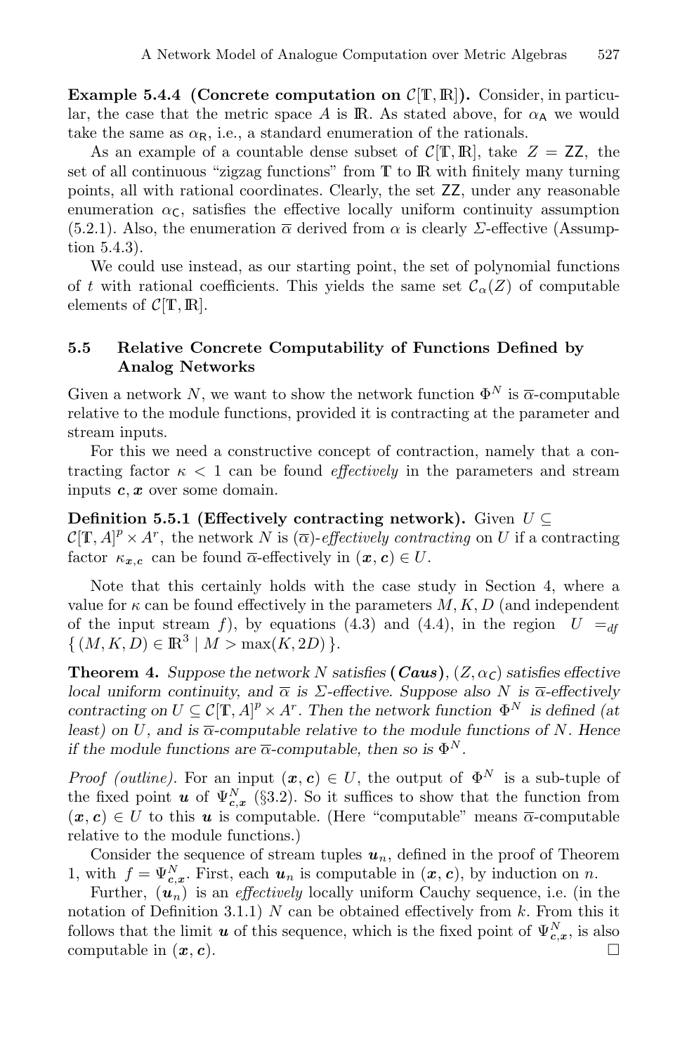**Example 5.4.4 (Concrete computation on $\mathcal{C}[\mathbb{T}, \mathbb{R}]$).** Consider, in particular, the case that the metric space $A$ is $\mathbb{R}$. As stated above, for $\alpha_{\mathsf{A}}$ we would take the same as $\alpha_{\mathsf{R}}$, i.e., a standard enumeration of the rationals.

As an example of a countable dense subset of $\mathcal{C}[\mathbb{T}, \mathbb{R}]$, take $Z = \mathsf{ZZ}$, the set of all continuous "zigzag functions" from $\mathbb{T}$ to $\mathbb{R}$ with finitely many turning points, all with rational coordinates. Clearly, the set $\mathsf{ZZ}$, under any reasonable enumeration $\alpha_{\mathsf{C}}$, satisfies the effective locally uniform continuity assumption (5.2.1). Also, the enumeration $\overline{\alpha}$ derived from $\alpha$ is clearly $\Sigma$-effective (Assumption 5.4.3).

We could use instead, as our starting point, the set of polynomial functions of $t$ with rational coefficients. This yields the same set $\mathcal{C}_\alpha(Z)$ of computable elements of $\mathcal{C}[\mathbb{T}, \mathbb{R}]$.

## 5.5 Relative Concrete Computability of Functions Defined by Analog Networks

Given a network $N$, we want to show the network function $\Phi^N$ is $\overline{\alpha}$-computable relative to the module functions, provided it is contracting at the parameter and stream inputs.

For this we need a constructive concept of contraction, namely that a contracting factor $\kappa < 1$ can be found *effectively* in the parameters and stream inputs $\boldsymbol{c}, \boldsymbol{x}$ over some domain.

**Definition 5.5.1 (Effectively contracting network).** Given $U \subseteq \mathcal{C}[\mathbb{T}, A]^p \times A^r$, the network $N$ is $(\overline{\alpha})$-*effectively contracting* on $U$ if a contracting factor $\kappa_{\boldsymbol{x},\boldsymbol{c}}$ can be found $\overline{\alpha}$-effectively in $(\boldsymbol{x}, \boldsymbol{c}) \in U$.

Note that this certainly holds with the case study in Section 4, where a value for $\kappa$ can be found effectively in the parameters $M, K, D$ (and independent of the input stream $f$), by equations (4.3) and (4.4), in the region $U =_{df} \{ (M, K, D) \in \mathbb{R}^3 \mid M > \max(K, 2D) \}$.

**Theorem 4.** *Suppose the network $N$ satisfies* **(*Caus*)**, *$(Z, \alpha_C)$ satisfies effective local uniform continuity, and $\overline{\alpha}$ is $\Sigma$-effective. Suppose also $N$ is $\overline{\alpha}$-effectively contracting on $U \subseteq \mathcal{C}[\mathbb{T}, A]^p \times A^r$. Then the network function $\Phi^N$ is defined (at least) on $U$, and is $\overline{\alpha}$-computable relative to the module functions of $N$. Hence if the module functions are $\overline{\alpha}$-computable, then so is $\Phi^N$.*

*Proof (outline).* For an input $(\boldsymbol{x}, \boldsymbol{c}) \in U$, the output of $\Phi^N$ is a sub-tuple of the fixed point $\boldsymbol{u}$ of $\Psi^N_{\boldsymbol{c},\boldsymbol{x}}$ (§3.2). So it suffices to show that the function from $(\boldsymbol{x}, \boldsymbol{c}) \in U$ to this $\boldsymbol{u}$ is computable. (Here "computable" means $\overline{\alpha}$-computable relative to the module functions.)

Consider the sequence of stream tuples $\boldsymbol{u}_n$, defined in the proof of Theorem 1, with $f = \Psi^N_{\boldsymbol{c},\boldsymbol{x}}$. First, each $\boldsymbol{u}_n$ is computable in $(\boldsymbol{x}, \boldsymbol{c})$, by induction on $n$.

Further, $(\boldsymbol{u}_n)$ is an *effectively* locally uniform Cauchy sequence, i.e. (in the notation of Definition 3.1.1) $N$ can be obtained effectively from $k$. From this it follows that the limit $\boldsymbol{u}$ of this sequence, which is the fixed point of $\Psi^N_{\boldsymbol{c},\boldsymbol{x}}$, is also computable in $(\boldsymbol{x}, \boldsymbol{c})$. □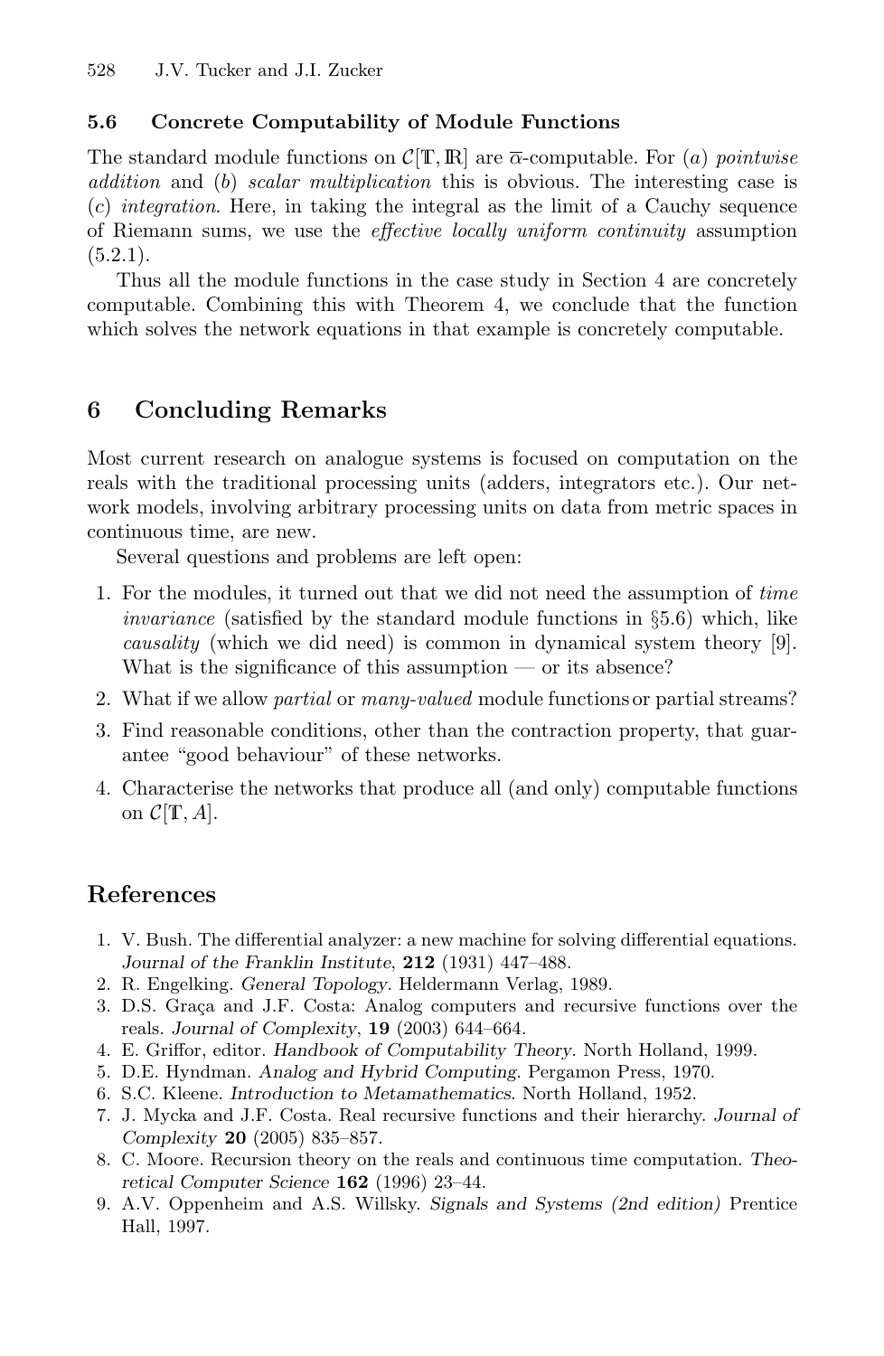### 5.6 Concrete Computability of Module Functions

The standard module functions on $\mathcal{C}[\mathbb{T}, \mathbb{R}]$ are $\overline{\alpha}$-computable. For (*a*) *pointwise addition* and (*b*) *scalar multiplication* this is obvious. The interesting case is (*c*) *integration*. Here, in taking the integral as the limit of a Cauchy sequence of Riemann sums, we use the *effective locally uniform continuity* assumption (5.2.1).

Thus all the module functions in the case study in Section 4 are concretely computable. Combining this with Theorem 4, we conclude that the function which solves the network equations in that example is concretely computable.

## 6 Concluding Remarks

Most current research on analogue systems is focused on computation on the reals with the traditional processing units (adders, integrators etc.). Our network models, involving arbitrary processing units on data from metric spaces in continuous time, are new.

Several questions and problems are left open:

1. For the modules, it turned out that we did not need the assumption of *time invariance* (satisfied by the standard module functions in §5.6) which, like *causality* (which we did need) is common in dynamical system theory [9]. What is the significance of this assumption — or its absence?
2. What if we allow *partial* or *many-valued* module functions or partial streams?
3. Find reasonable conditions, other than the contraction property, that guarantee "good behaviour" of these networks.
4. Characterise the networks that produce all (and only) computable functions on $\mathcal{C}[\mathbb{T}, A]$.

## References

1. V. Bush. The differential analyzer: a new machine for solving differential equations. *Journal of the Franklin Institute*, **212** (1931) 447–488.
2. R. Engelking. *General Topology*. Heldermann Verlag, 1989.
3. D.S. Graça and J.F. Costa: Analog computers and recursive functions over the reals. *Journal of Complexity*, **19** (2003) 644–664.
4. E. Griffor, editor. *Handbook of Computability Theory*. North Holland, 1999.
5. D.E. Hyndman. *Analog and Hybrid Computing*. Pergamon Press, 1970.
6. S.C. Kleene. *Introduction to Metamathematics*. North Holland, 1952.
7. J. Mycka and J.F. Costa. Real recursive functions and their hierarchy. *Journal of Complexity* **20** (2005) 835–857.
8. C. Moore. Recursion theory on the reals and continuous time computation. *Theoretical Computer Science* **162** (1996) 23–44.
9. A.V. Oppenheim and A.S. Willsky. *Signals and Systems (2nd edition)* Prentice Hall, 1997.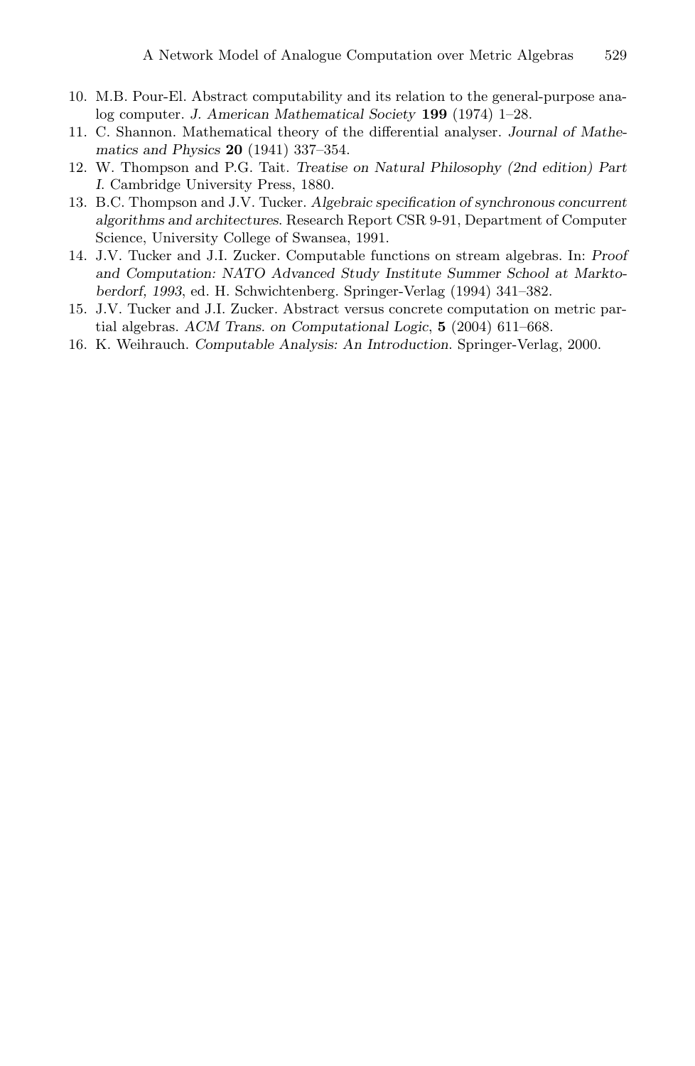10. M.B. Pour-El. Abstract computability and its relation to the general-purpose analog computer. *J. American Mathematical Society* **199** (1974) 1–28.
11. C. Shannon. Mathematical theory of the differential analyser. *Journal of Mathematics and Physics* **20** (1941) 337–354.
12. W. Thompson and P.G. Tait. *Treatise on Natural Philosophy (2nd edition) Part I*. Cambridge University Press, 1880.
13. B.C. Thompson and J.V. Tucker. *Algebraic specification of synchronous concurrent algorithms and architectures*. Research Report CSR 9-91, Department of Computer Science, University College of Swansea, 1991.
14. J.V. Tucker and J.I. Zucker. Computable functions on stream algebras. In: *Proof and Computation: NATO Advanced Study Institute Summer School at Marktoberdorf, 1993*, ed. H. Schwichtenberg. Springer-Verlag (1994) 341–382.
15. J.V. Tucker and J.I. Zucker. Abstract versus concrete computation on metric partial algebras. *ACM Trans. on Computational Logic*, **5** (2004) 611–668.
16. K. Weihrauch. *Computable Analysis: An Introduction*. Springer-Verlag, 2000.